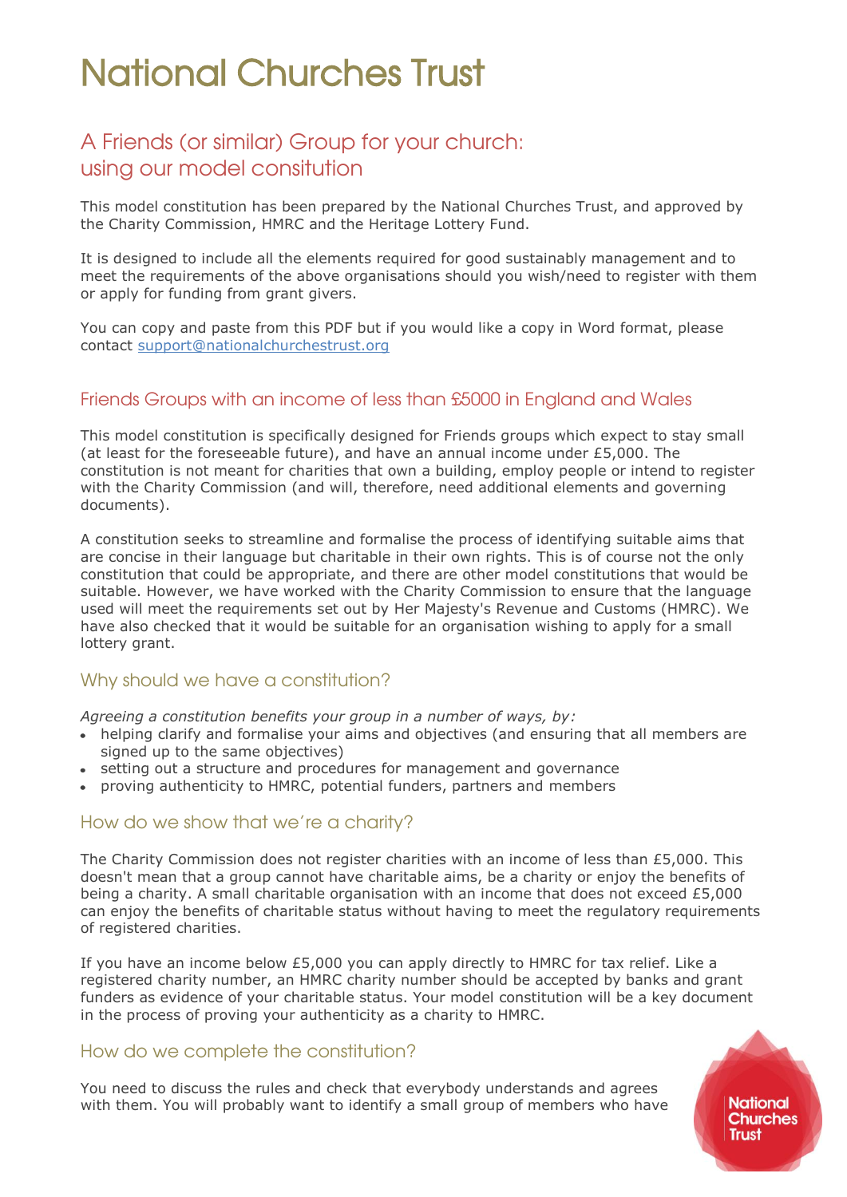# National Churches Trust

## A Friends (or similar) Group for your church: using our model consitution

This model constitution has been prepared by the National Churches Trust, and approved by the Charity Commission, HMRC and the Heritage Lottery Fund.

It is designed to include all the elements required for good sustainably management and to meet the requirements of the above organisations should you wish/need to register with them or apply for funding from grant givers.

You can copy and paste from this PDF but if you would like a copy in Word format, please contact support@nationalchurchestrust.org

## Friends Groups with an income of less than £5000 in England and Wales

This model constitution is specifically designed for Friends groups which expect to stay small (at least for the foreseeable future), and have an annual income under £5,000. The constitution is not meant for charities that own a building, employ people or intend to register with the Charity Commission (and will, therefore, need additional elements and governing documents).

A constitution seeks to streamline and formalise the process of identifying suitable aims that are concise in their language but charitable in their own rights. This is of course not the only constitution that could be appropriate, and there are other model constitutions that would be suitable. However, we have worked with the Charity Commission to ensure that the language used will meet the requirements set out by Her Majesty's Revenue and Customs (HMRC). We have also checked that it would be suitable for an organisation wishing to apply for a small lottery grant.

### Why should we have a constitution?

*Agreeing a constitution benefits your group in a number of ways, by:*

- helping clarify and formalise your aims and objectives (and ensuring that all members are signed up to the same objectives)
- setting out a structure and procedures for management and governance
- proving authenticity to HMRC, potential funders, partners and members

### How do we show that we're a charity?

The Charity Commission does not register charities with an income of less than £5,000. This doesn't mean that a group cannot have charitable aims, be a charity or enjoy the benefits of being a charity. A small charitable organisation with an income that does not exceed £5,000 can enjoy the benefits of charitable status without having to meet the regulatory requirements of registered charities.

If you have an income below £5,000 you can apply directly to HMRC for tax relief. Like a registered charity number, an HMRC charity number should be accepted by banks and grant funders as evidence of your charitable status. Your model constitution will be a key document in the process of proving your authenticity as a charity to HMRC.

### How do we complete the constitution?

You need to discuss the rules and check that everybody understands and agrees with them. You will probably want to identify a small group of members who have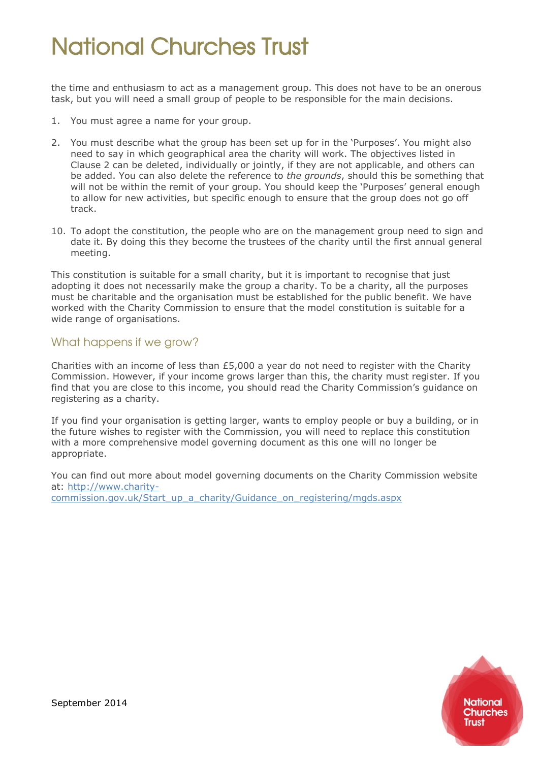the time and enthusiasm to act as a management group. This does not have to be an onerous task, but you will need a small group of people to be responsible for the main decisions.

1. You must agree a name for your group.

2. You must describe what the group has been set up for in the 'Purposes'. You might also need to say in which geographical area the charity will work. The objectives listed in Clause 2 can be deleted, individually or jointly, if they are not applicable, and others can be added. You can also delete the reference to *the grounds*, should this be something that will not be within the remit of your group. You should keep the 'Purposes' general enough to allow for new activities, but specific enough to ensure that the group does not go off track.

10. To adopt the constitution, the people who are on the management group need to sign and date it. By doing this they become the trustees of the charity until the first annual general meeting.

This constitution is suitable for a small charity, but it is important to recognise that just adopting it does not necessarily make the group a charity. To be a charity, all the purposes must be charitable and the organisation must be established for the public benefit. We have worked with the Charity Commission to ensure that the model constitution is suitable for a wide range of organisations.

## What happens if we grow?

Charities with an income of less than £5,000 a year do not need to register with the Charity Commission. However, if your income grows larger than this, the charity must register. If you find that you are close to this income, you should read the Charity Commission's guidance on registering as a charity.

If you find your organisation is getting larger, wants to employ people or buy a building, or in the future wishes to register with the Commission, you will need to replace this constitution with a more comprehensive model governing document as this one will no longer be appropriate.

You can find out more about model governing documents on the Charity Commission website at: http://www.charity-commission.gov.uk/Start_up_a_charity/Guidance_on_registering/mgds.aspx

September 2014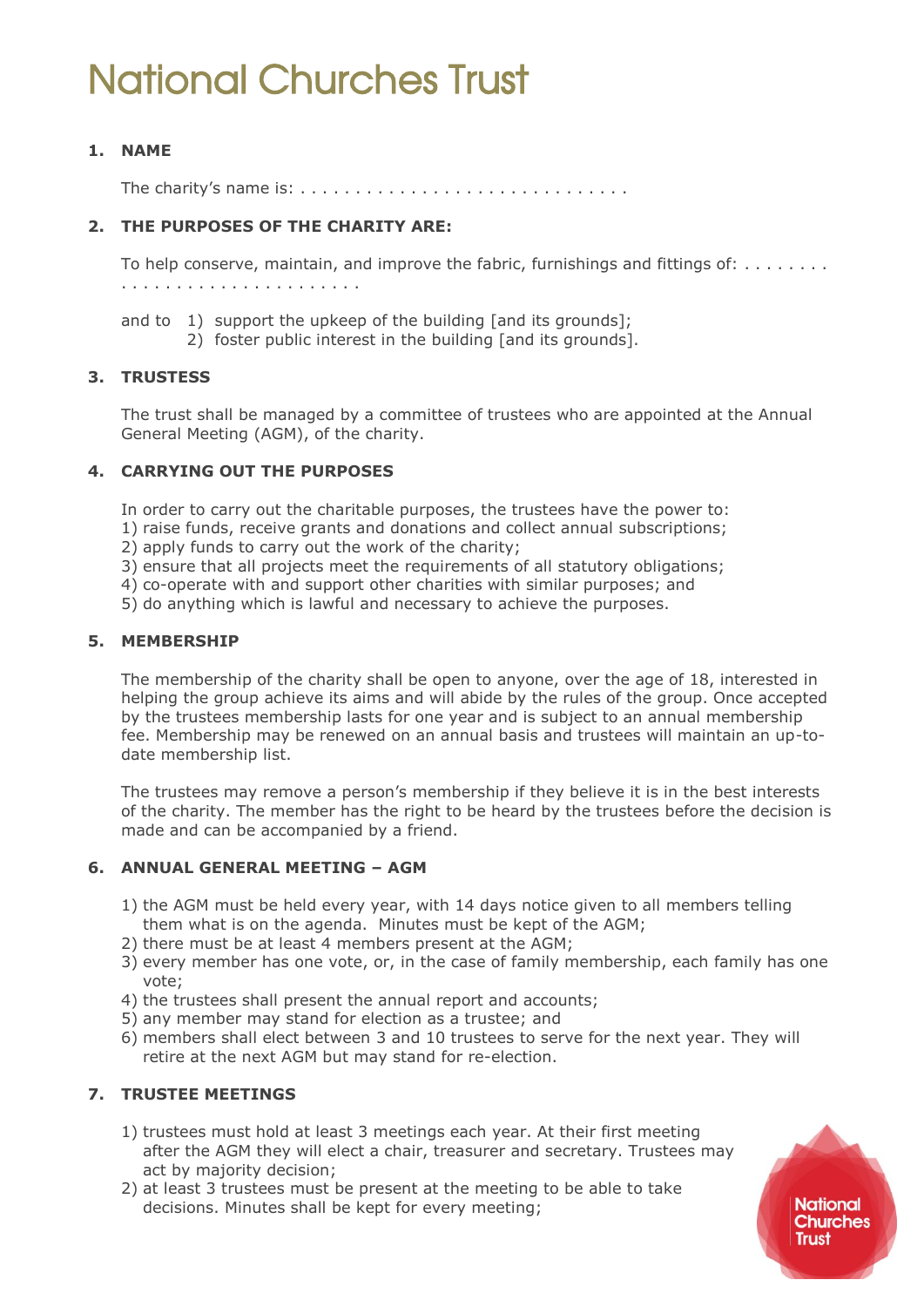# National Churches Trust

## 1. NAME

The charity's name is: . . . . . . . . . . . . . . . . . . . . . . . . . . . . . .

## 2. THE PURPOSES OF THE CHARITY ARE:

To help conserve, maintain, and improve the fabric, furnishings and fittings of: . . . . . . . . . . . . . . . . . . . . . . . . . . . . . .

and to 1) support the upkeep of the building [and its grounds];
2) foster public interest in the building [and its grounds].

## 3. TRUSTESS

The trust shall be managed by a committee of trustees who are appointed at the Annual General Meeting (AGM), of the charity.

## 4. CARRYING OUT THE PURPOSES

In order to carry out the charitable purposes, the trustees have the power to:

1) raise funds, receive grants and donations and collect annual subscriptions;
2) apply funds to carry out the work of the charity;
3) ensure that all projects meet the requirements of all statutory obligations;
4) co-operate with and support other charities with similar purposes; and
5) do anything which is lawful and necessary to achieve the purposes.

## 5. MEMBERSHIP

The membership of the charity shall be open to anyone, over the age of 18, interested in helping the group achieve its aims and will abide by the rules of the group. Once accepted by the trustees membership lasts for one year and is subject to an annual membership fee. Membership may be renewed on an annual basis and trustees will maintain an up-to-date membership list.

The trustees may remove a person's membership if they believe it is in the best interests of the charity. The member has the right to be heard by the trustees before the decision is made and can be accompanied by a friend.

## 6. ANNUAL GENERAL MEETING – AGM

1) the AGM must be held every year, with 14 days notice given to all members telling them what is on the agenda. Minutes must be kept of the AGM;
2) there must be at least 4 members present at the AGM;
3) every member has one vote, or, in the case of family membership, each family has one vote;
4) the trustees shall present the annual report and accounts;
5) any member may stand for election as a trustee; and
6) members shall elect between 3 and 10 trustees to serve for the next year. They will retire at the next AGM but may stand for re-election.

## 7. TRUSTEE MEETINGS

1) trustees must hold at least 3 meetings each year. At their first meeting after the AGM they will elect a chair, treasurer and secretary. Trustees may act by majority decision;
2) at least 3 trustees must be present at the meeting to be able to take decisions. Minutes shall be kept for every meeting;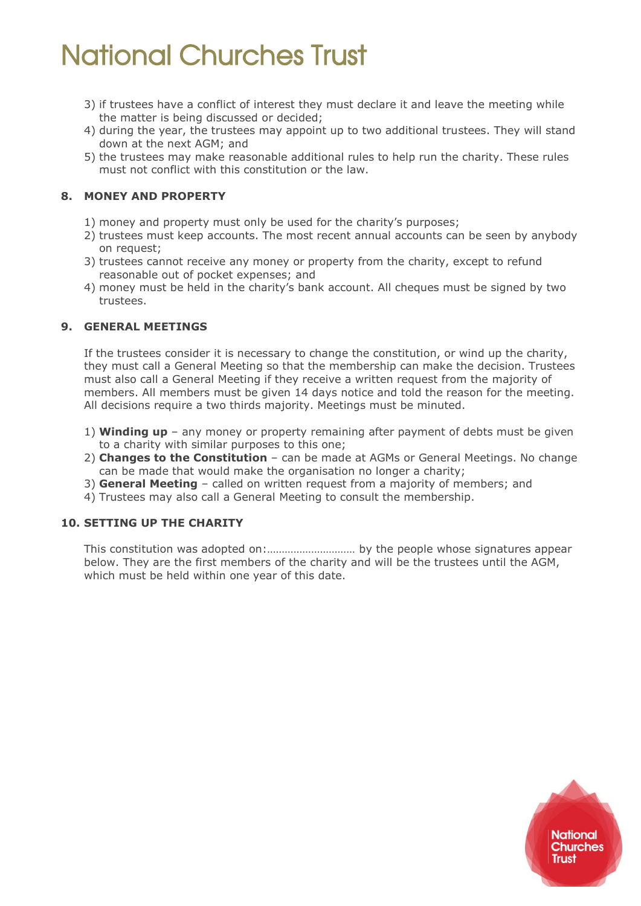3) if trustees have a conflict of interest they must declare it and leave the meeting while the matter is being discussed or decided;
4) during the year, the trustees may appoint up to two additional trustees. They will stand down at the next AGM; and
5) the trustees may make reasonable additional rules to help run the charity. These rules must not conflict with this constitution or the law.

### 8. MONEY AND PROPERTY

1) money and property must only be used for the charity's purposes;
2) trustees must keep accounts. The most recent annual accounts can be seen by anybody on request;
3) trustees cannot receive any money or property from the charity, except to refund reasonable out of pocket expenses; and
4) money must be held in the charity's bank account. All cheques must be signed by two trustees.

### 9. GENERAL MEETINGS

If the trustees consider it is necessary to change the constitution, or wind up the charity, they must call a General Meeting so that the membership can make the decision. Trustees must also call a General Meeting if they receive a written request from the majority of members. All members must be given 14 days notice and told the reason for the meeting. All decisions require a two thirds majority. Meetings must be minuted.

1) **Winding up** – any money or property remaining after payment of debts must be given to a charity with similar purposes to this one;
2) **Changes to the Constitution** – can be made at AGMs or General Meetings. No change can be made that would make the organisation no longer a charity;
3) **General Meeting** – called on written request from a majority of members; and
4) Trustees may also call a General Meeting to consult the membership.

### 10. SETTING UP THE CHARITY

This constitution was adopted on:……………………… by the people whose signatures appear below. They are the first members of the charity and will be the trustees until the AGM, which must be held within one year of this date.